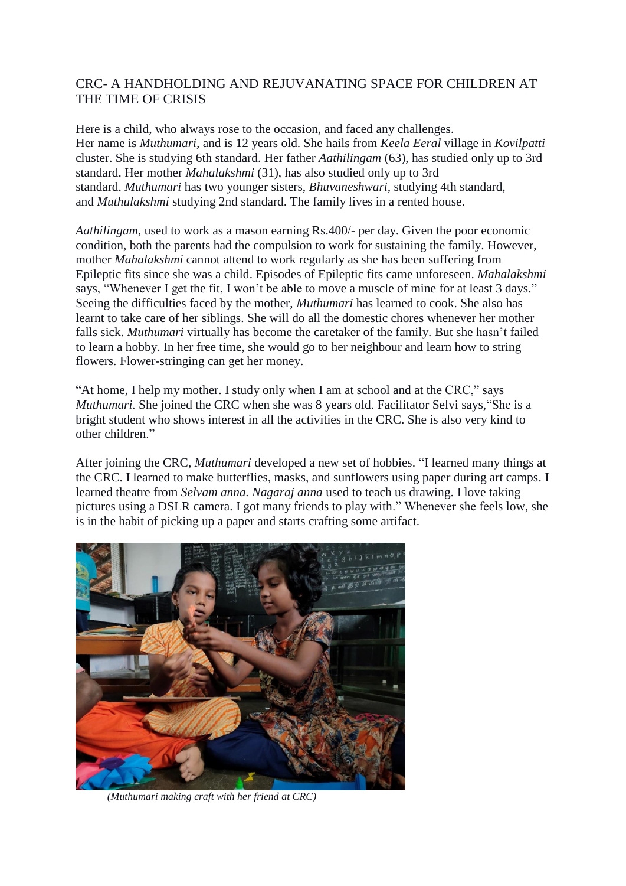# CRC- A HANDHOLDING AND REJUVANATING SPACE FOR CHILDREN AT THE TIME OF CRISIS

Here is a child, who always rose to the occasion, and faced any challenges. Her name is *Muthumari,* and is 12 years old. She hails from *Keela Eeral* village in *Kovilpatti* cluster. She is studying 6th standard. Her father *Aathilingam* (63), has studied only up to 3rd standard. Her mother *Mahalakshmi* (31), has also studied only up to 3rd standard. *Muthumari* has two younger sisters, *Bhuvaneshwari,* studying 4th standard, and *Muthulakshmi* studying 2nd standard. The family lives in a rented house.

*Aathilingam,* used to work as a mason earning Rs.400/- per day. Given the poor economic condition, both the parents had the compulsion to work for sustaining the family. However, mother *Mahalakshmi* cannot attend to work regularly as she has been suffering from Epileptic fits since she was a child. Episodes of Epileptic fits came unforeseen. *Mahalakshmi* says, "Whenever I get the fit, I won't be able to move a muscle of mine for at least 3 days." Seeing the difficulties faced by the mother, *Muthumari* has learned to cook. She also has learnt to take care of her siblings. She will do all the domestic chores whenever her mother falls sick. *Muthumari* virtually has become the caretaker of the family. But she hasn't failed to learn a hobby. In her free time, she would go to her neighbour and learn how to string flowers. Flower-stringing can get her money.

"At home, I help my mother. I study only when I am at school and at the CRC," says *Muthumari.* She joined the CRC when she was 8 years old. Facilitator Selvi says,"She is a bright student who shows interest in all the activities in the CRC. She is also very kind to other children."

After joining the CRC, *Muthumari* developed a new set of hobbies. "I learned many things at the CRC. I learned to make butterflies, masks, and sunflowers using paper during art camps. I learned theatre from *Selvam anna. Nagaraj anna* used to teach us drawing. I love taking pictures using a DSLR camera. I got many friends to play with." Whenever she feels low, she is in the habit of picking up a paper and starts crafting some artifact.

*(Muthumari making craft with her friend at CRC)*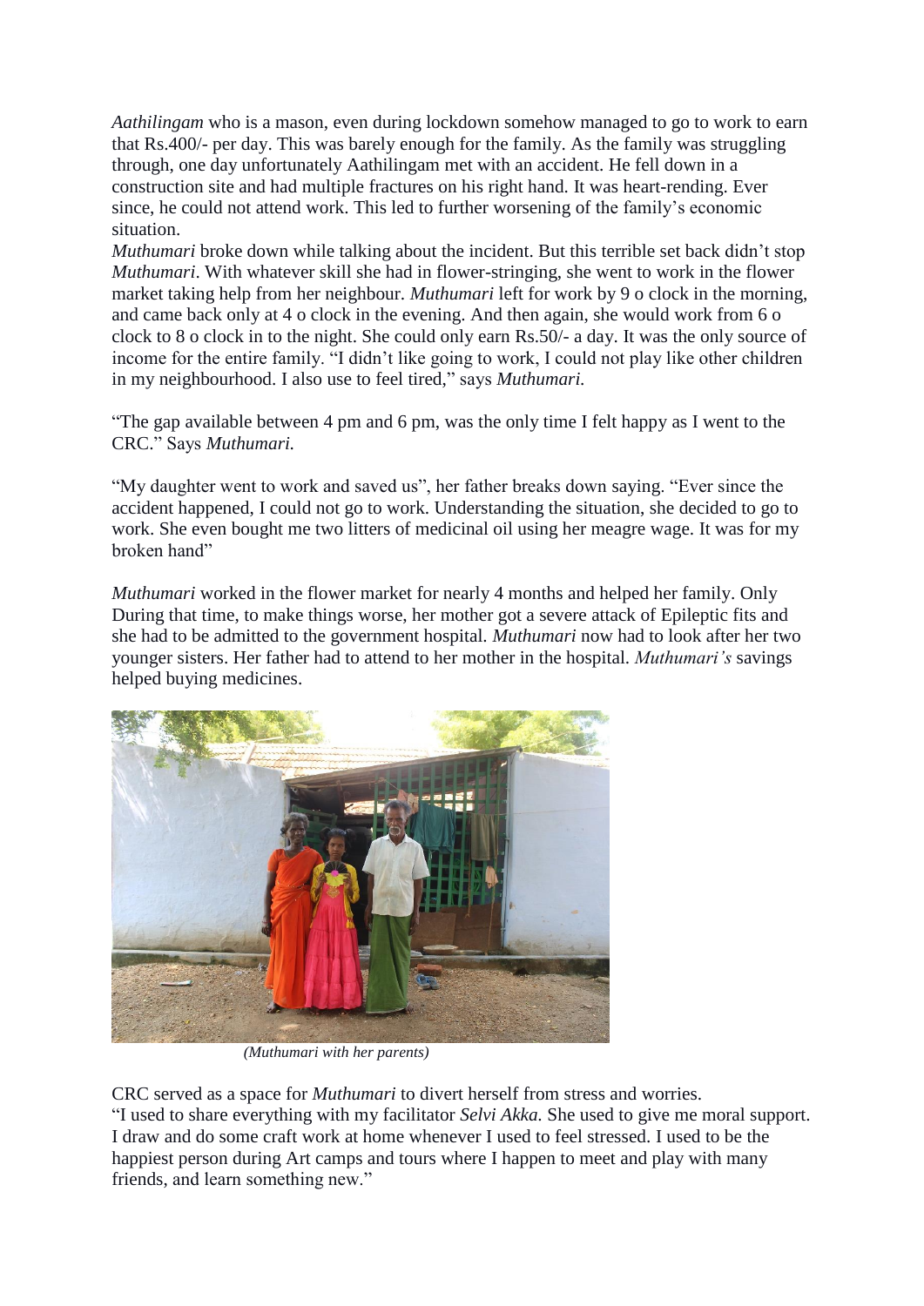*Aathilingam* who is a mason, even during lockdown somehow managed to go to work to earn that Rs.400/- per day. This was barely enough for the family. As the family was struggling through, one day unfortunately Aathilingam met with an accident. He fell down in a construction site and had multiple fractures on his right hand. It was heart-rending. Ever since, he could not attend work. This led to further worsening of the family's economic situation.

*Muthumari* broke down while talking about the incident. But this terrible set back didn't stop *Muthumari*. With whatever skill she had in flower-stringing, she went to work in the flower market taking help from her neighbour. *Muthumari* left for work by 9 o clock in the morning, and came back only at 4 o clock in the evening. And then again, she would work from 6 o clock to 8 o clock in to the night. She could only earn Rs.50/- a day. It was the only source of income for the entire family. "I didn't like going to work, I could not play like other children in my neighbourhood. I also use to feel tired," says *Muthumari.*

"The gap available between 4 pm and 6 pm, was the only time I felt happy as I went to the CRC." Says *Muthumari.*

"My daughter went to work and saved us", her father breaks down saying. "Ever since the accident happened, I could not go to work. Understanding the situation, she decided to go to work. She even bought me two litters of medicinal oil using her meagre wage. It was for my broken hand"

*Muthumari* worked in the flower market for nearly 4 months and helped her family. Only During that time, to make things worse, her mother got a severe attack of Epileptic fits and she had to be admitted to the government hospital. *Muthumari* now had to look after her two younger sisters. Her father had to attend to her mother in the hospital. *Muthumari's* savings helped buying medicines.

*(Muthumari with her parents)*

CRC served as a space for *Muthumari* to divert herself from stress and worries.
"I used to share everything with my facilitator *Selvi Akka.* She used to give me moral support. I draw and do some craft work at home whenever I used to feel stressed. I used to be the happiest person during Art camps and tours where I happen to meet and play with many friends, and learn something new."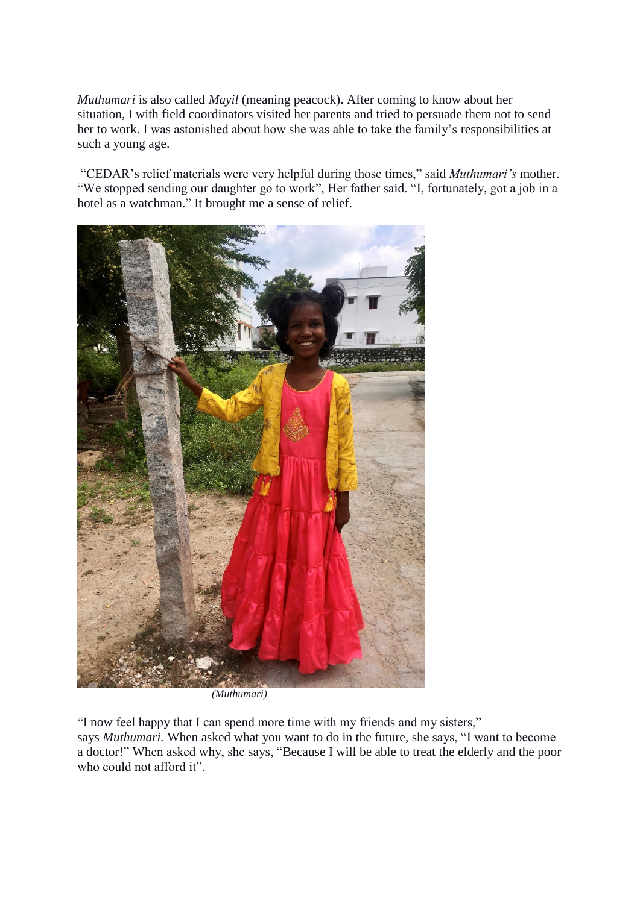*Muthumari* is also called *Mayil* (meaning peacock). After coming to know about her situation, I with field coordinators visited her parents and tried to persuade them not to send her to work. I was astonished about how she was able to take the family's responsibilities at such a young age.

"CEDAR's relief materials were very helpful during those times," said *Muthumari's* mother. "We stopped sending our daughter go to work", Her father said. "I, fortunately, got a job in a hotel as a watchman." It brought me a sense of relief.

*(Muthumari)*

"I now feel happy that I can spend more time with my friends and my sisters," says *Muthumari.* When asked what you want to do in the future, she says, "I want to become a doctor!" When asked why, she says, "Because I will be able to treat the elderly and the poor who could not afford it".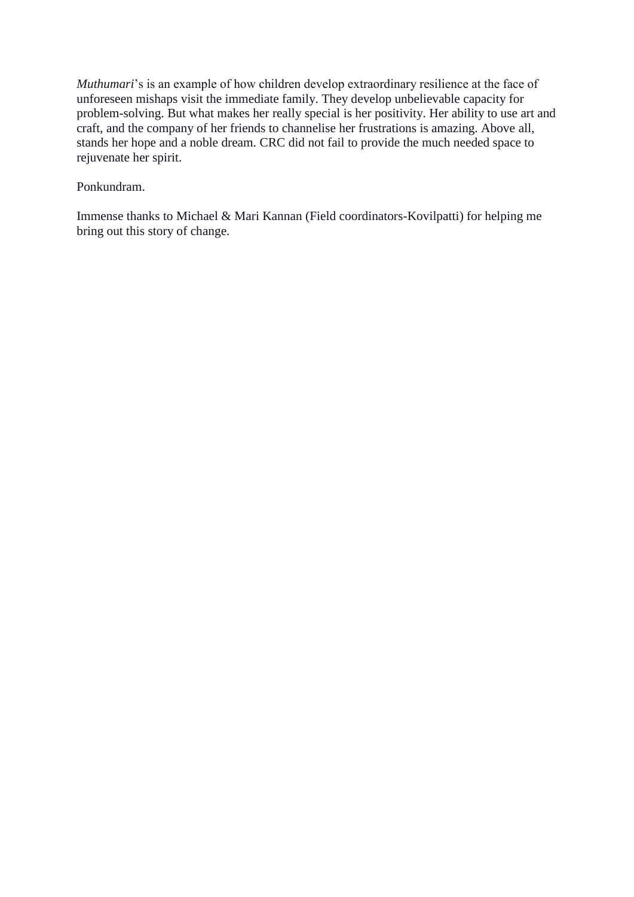*Muthumari*'s is an example of how children develop extraordinary resilience at the face of unforeseen mishaps visit the immediate family. They develop unbelievable capacity for problem-solving. But what makes her really special is her positivity. Her ability to use art and craft, and the company of her friends to channelise her frustrations is amazing. Above all, stands her hope and a noble dream. CRC did not fail to provide the much needed space to rejuvenate her spirit.

Ponkundram.

Immense thanks to Michael & Mari Kannan (Field coordinators-Kovilpatti) for helping me bring out this story of change.